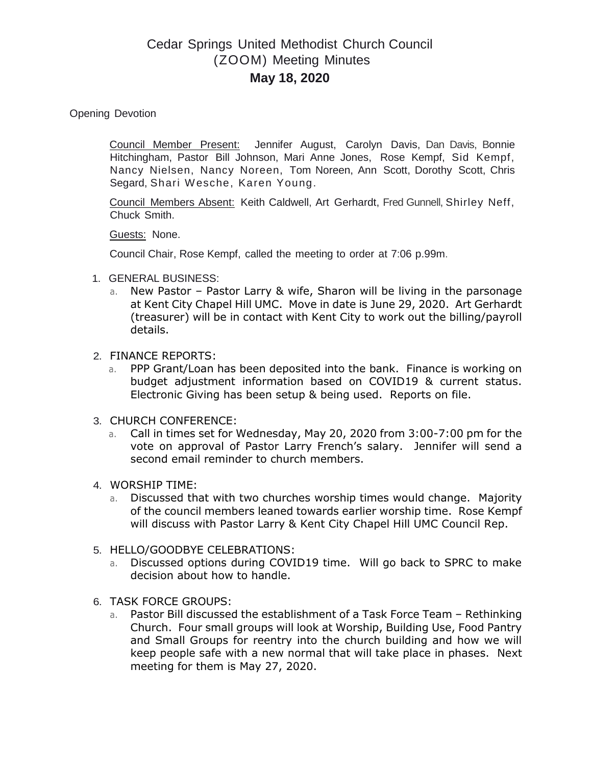# Cedar Springs United Methodist Church Council (ZOOM) Meeting Minutes

## May 18, 2020

Opening Devotion

Council Member Present: Jennifer August, Carolyn Davis, Dan Davis, Bonnie Hitchingham, Pastor Bill Johnson, Mari Anne Jones, Rose Kempf, Sid Kempf, Nancy Nielsen, Nancy Noreen, Tom Noreen, Ann Scott, Dorothy Scott, Chris Segard, Shari Wesche, Karen Young.

Council Members Absent: Keith Caldwell, Art Gerhardt, Fred Gunnell, Shirley Neff, Chuck Smith.

Guests: None.

Council Chair, Rose Kempf, called the meeting to order at 7:06 p.99m.

1. GENERAL BUSINESS:
   a. New Pastor – Pastor Larry & wife, Sharon will be living in the parsonage at Kent City Chapel Hill UMC. Move in date is June 29, 2020. Art Gerhardt (treasurer) will be in contact with Kent City to work out the billing/payroll details.

2. FINANCE REPORTS:
   a. PPP Grant/Loan has been deposited into the bank. Finance is working on budget adjustment information based on COVID19 & current status. Electronic Giving has been setup & being used. Reports on file.

3. CHURCH CONFERENCE:
   a. Call in times set for Wednesday, May 20, 2020 from 3:00-7:00 pm for the vote on approval of Pastor Larry French's salary. Jennifer will send a second email reminder to church members.

4. WORSHIP TIME:
   a. Discussed that with two churches worship times would change. Majority of the council members leaned towards earlier worship time. Rose Kempf will discuss with Pastor Larry & Kent City Chapel Hill UMC Council Rep.

5. HELLO/GOODBYE CELEBRATIONS:
   a. Discussed options during COVID19 time. Will go back to SPRC to make decision about how to handle.

6. TASK FORCE GROUPS:
   a. Pastor Bill discussed the establishment of a Task Force Team – Rethinking Church. Four small groups will look at Worship, Building Use, Food Pantry and Small Groups for reentry into the church building and how we will keep people safe with a new normal that will take place in phases. Next meeting for them is May 27, 2020.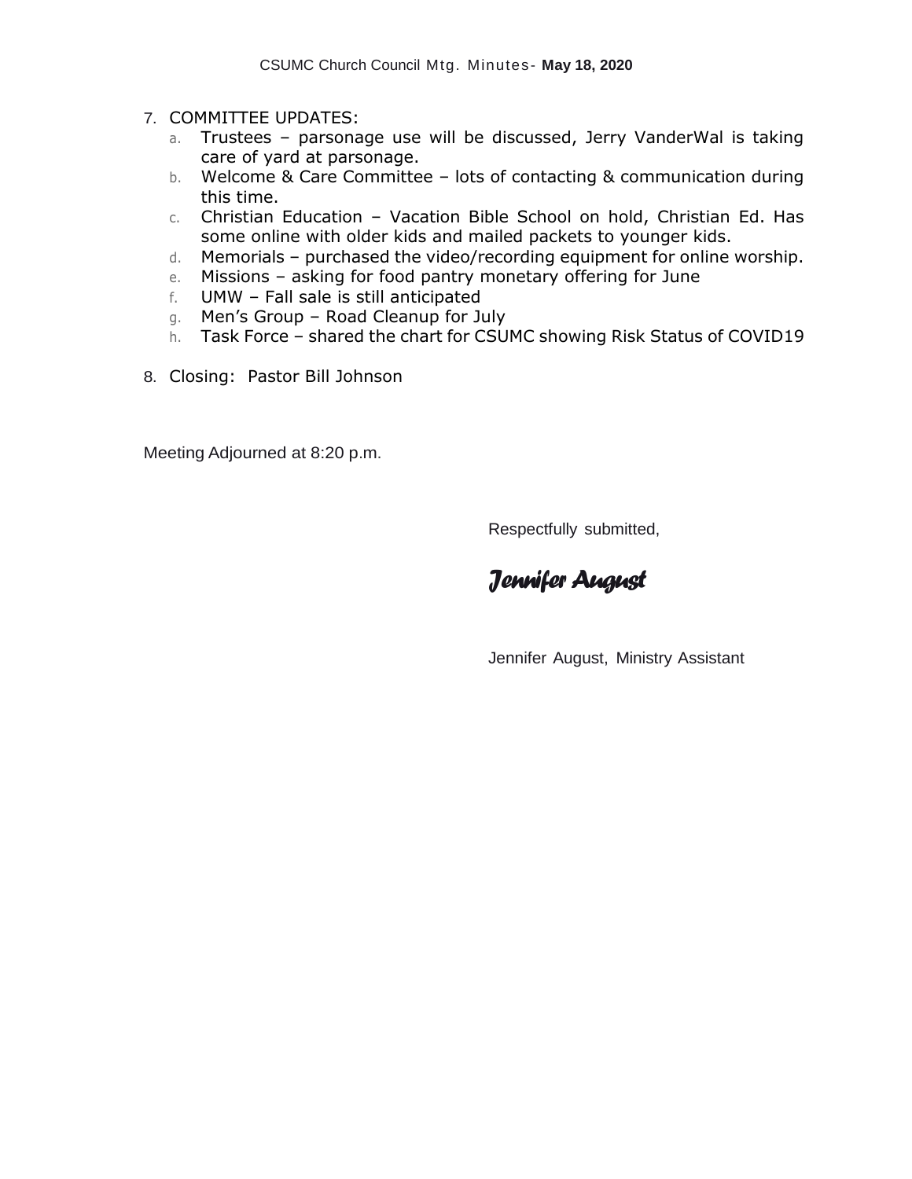7. COMMITTEE UPDATES:
   a. Trustees – parsonage use will be discussed, Jerry VanderWal is taking care of yard at parsonage.
   b. Welcome & Care Committee – lots of contacting & communication during this time.
   c. Christian Education – Vacation Bible School on hold, Christian Ed. Has some online with older kids and mailed packets to younger kids.
   d. Memorials – purchased the video/recording equipment for online worship.
   e. Missions – asking for food pantry monetary offering for June
   f. UMW – Fall sale is still anticipated
   g. Men's Group – Road Cleanup for July
   h. Task Force – shared the chart for CSUMC showing Risk Status of COVID19

8. Closing: Pastor Bill Johnson

Meeting Adjourned at 8:20 p.m.

Respectfully submitted,

*Jennifer August*

Jennifer August, Ministry Assistant